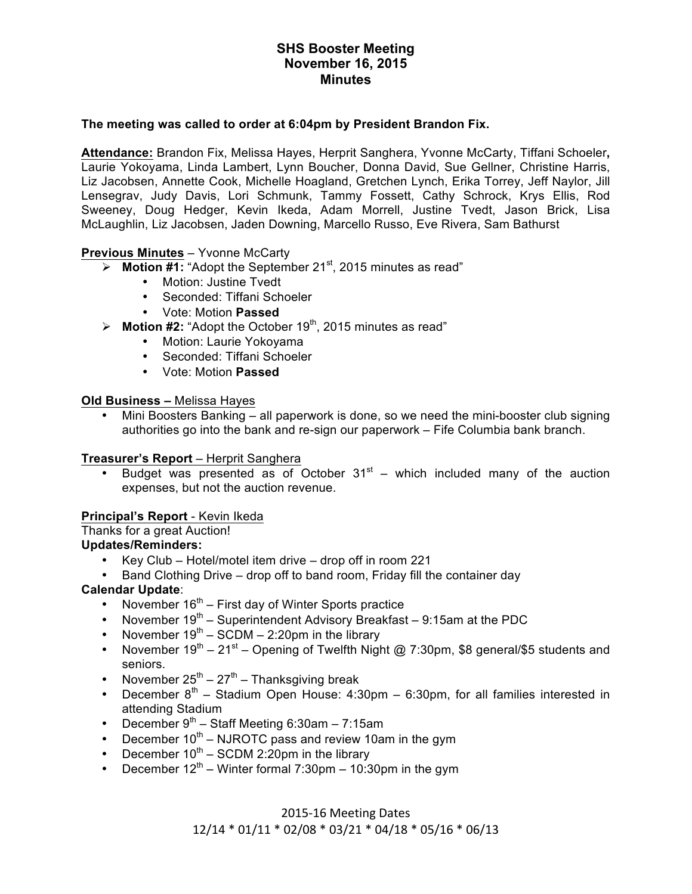# SHS Booster Meeting
## November 16, 2015
## Minutes

**The meeting was called to order at 6:04pm by President Brandon Fix.**

**Attendance:** Brandon Fix, Melissa Hayes, Herprit Sanghera, Yvonne McCarty, Tiffani Schoeler**,** Laurie Yokoyama, Linda Lambert, Lynn Boucher, Donna David, Sue Gellner, Christine Harris, Liz Jacobsen, Annette Cook, Michelle Hoagland, Gretchen Lynch, Erika Torrey, Jeff Naylor, Jill Lensegrav, Judy Davis, Lori Schmunk, Tammy Fossett, Cathy Schrock, Krys Ellis, Rod Sweeney, Doug Hedger, Kevin Ikeda, Adam Morrell, Justine Tvedt, Jason Brick, Lisa McLaughlin, Liz Jacobsen, Jaden Downing, Marcello Russo, Eve Rivera, Sam Bathurst

**Previous Minutes** – Yvonne McCarty

- **Motion #1:** "Adopt the September 21st, 2015 minutes as read"
  - Motion: Justine Tvedt
  - Seconded: Tiffani Schoeler
  - Vote: Motion **Passed**
- **Motion #2:** "Adopt the October 19th, 2015 minutes as read"
  - Motion: Laurie Yokoyama
  - Seconded: Tiffani Schoeler
  - Vote: Motion **Passed**

**Old Business –** Melissa Hayes

- Mini Boosters Banking – all paperwork is done, so we need the mini-booster club signing authorities go into the bank and re-sign our paperwork – Fife Columbia bank branch.

**Treasurer's Report** – Herprit Sanghera

- Budget was presented as of October 31st – which included many of the auction expenses, but not the auction revenue.

**Principal's Report** - Kevin Ikeda

Thanks for a great Auction!

**Updates/Reminders:**

- Key Club – Hotel/motel item drive – drop off in room 221
- Band Clothing Drive – drop off to band room, Friday fill the container day

**Calendar Update**:

- November 16th – First day of Winter Sports practice
- November 19th – Superintendent Advisory Breakfast – 9:15am at the PDC
- November 19th – SCDM – 2:20pm in the library
- November 19th – 21st – Opening of Twelfth Night @ 7:30pm, $8 general/$5 students and seniors.
- November 25th – 27th – Thanksgiving break
- December 8th – Stadium Open House: 4:30pm – 6:30pm, for all families interested in attending Stadium
- December 9th – Staff Meeting 6:30am – 7:15am
- December 10th – NJROTC pass and review 10am in the gym
- December 10th – SCDM 2:20pm in the library
- December 12th – Winter formal 7:30pm – 10:30pm in the gym

2015-16 Meeting Dates
12/14 * 01/11 * 02/08 * 03/21 * 04/18 * 05/16 * 06/13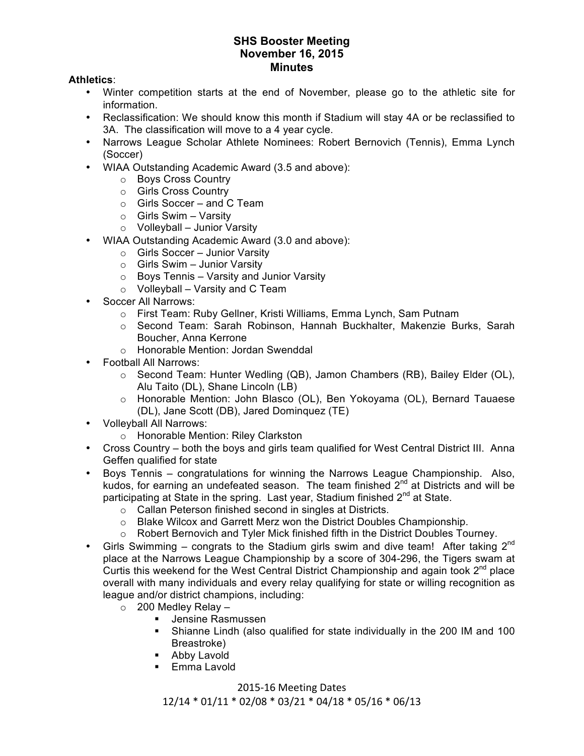# SHS Booster Meeting
## November 16, 2015
## Minutes

**Athletics**:

- Winter competition starts at the end of November, please go to the athletic site for information.
- Reclassification: We should know this month if Stadium will stay 4A or be reclassified to 3A. The classification will move to a 4 year cycle.
- Narrows League Scholar Athlete Nominees: Robert Bernovich (Tennis), Emma Lynch (Soccer)
- WIAA Outstanding Academic Award (3.5 and above):
  - Boys Cross Country
  - Girls Cross Country
  - Girls Soccer – and C Team
  - Girls Swim – Varsity
  - Volleyball – Junior Varsity
- WIAA Outstanding Academic Award (3.0 and above):
  - Girls Soccer – Junior Varsity
  - Girls Swim – Junior Varsity
  - Boys Tennis – Varsity and Junior Varsity
  - Volleyball – Varsity and C Team
- Soccer All Narrows:
  - First Team: Ruby Gellner, Kristi Williams, Emma Lynch, Sam Putnam
  - Second Team: Sarah Robinson, Hannah Buckhalter, Makenzie Burks, Sarah Boucher, Anna Kerrone
  - Honorable Mention: Jordan Swenddal
- Football All Narrows:
  - Second Team: Hunter Wedling (QB), Jamon Chambers (RB), Bailey Elder (OL), Alu Taito (DL), Shane Lincoln (LB)
  - Honorable Mention: John Blasco (OL), Ben Yokoyama (OL), Bernard Tauaese (DL), Jane Scott (DB), Jared Dominquez (TE)
- Volleyball All Narrows:
  - Honorable Mention: Riley Clarkston
- Cross Country – both the boys and girls team qualified for West Central District III. Anna Geffen qualified for state
- Boys Tennis – congratulations for winning the Narrows League Championship. Also, kudos, for earning an undefeated season. The team finished 2nd at Districts and will be participating at State in the spring. Last year, Stadium finished 2nd at State.
  - Callan Peterson finished second in singles at Districts.
  - Blake Wilcox and Garrett Merz won the District Doubles Championship.
  - Robert Bernovich and Tyler Mick finished fifth in the District Doubles Tourney.
- Girls Swimming – congrats to the Stadium girls swim and dive team! After taking 2nd place at the Narrows League Championship by a score of 304-296, the Tigers swam at Curtis this weekend for the West Central District Championship and again took 2nd place overall with many individuals and every relay qualifying for state or willing recognition as league and/or district champions, including:
  - 200 Medley Relay –
    - Jensine Rasmussen
    - Shianne Lindh (also qualified for state individually in the 200 IM and 100 Breastroke)
    - Abby Lavold
    - Emma Lavold

2015-16 Meeting Dates
12/14 * 01/11 * 02/08 * 03/21 * 04/18 * 05/16 * 06/13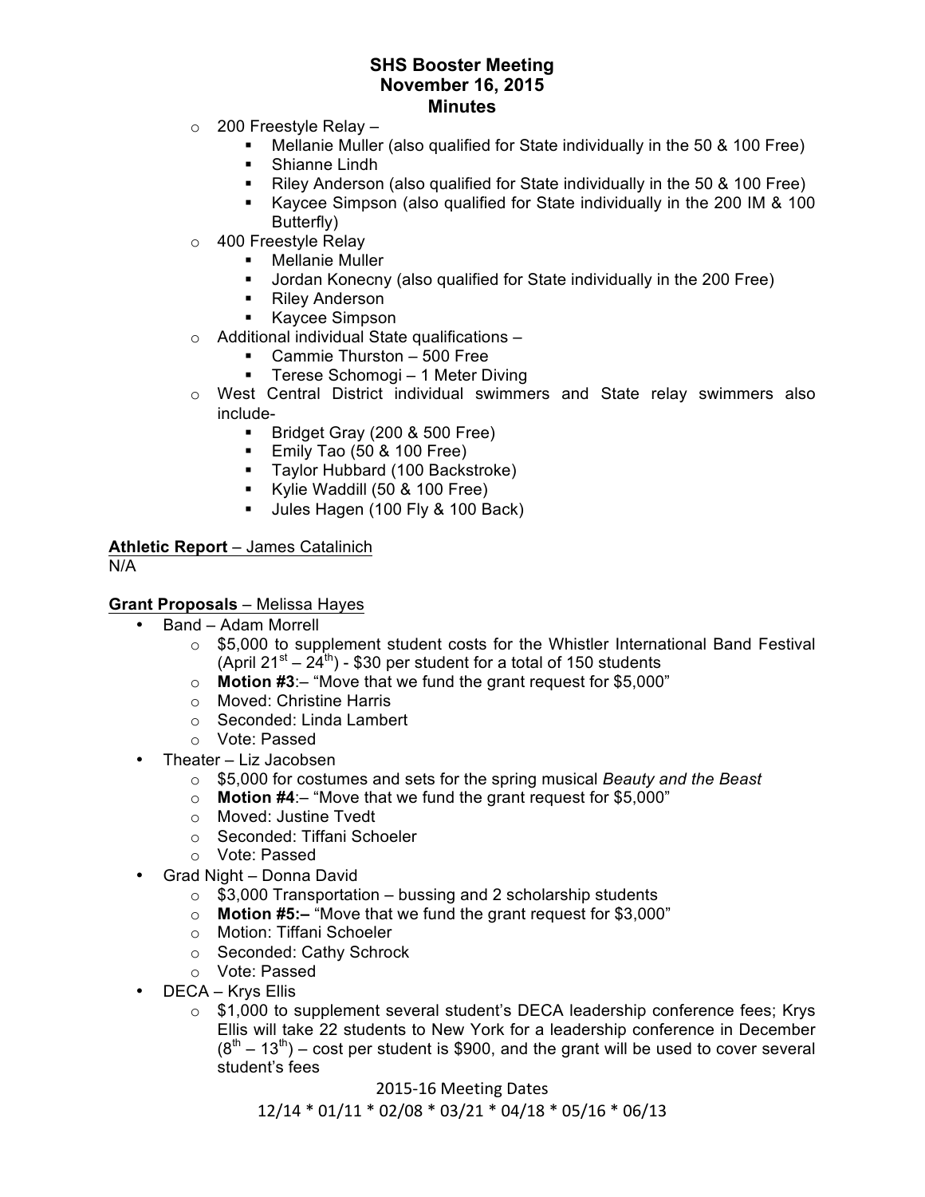**SHS Booster Meeting**
**November 16, 2015**
**Minutes**

- 200 Freestyle Relay –
  - Mellanie Muller (also qualified for State individually in the 50 & 100 Free)
  - Shianne Lindh
  - Riley Anderson (also qualified for State individually in the 50 & 100 Free)
  - Kaycee Simpson (also qualified for State individually in the 200 IM & 100 Butterfly)
- 400 Freestyle Relay
  - Mellanie Muller
  - Jordan Konecny (also qualified for State individually in the 200 Free)
  - Riley Anderson
  - Kaycee Simpson
- Additional individual State qualifications –
  - Cammie Thurston – 500 Free
  - Terese Schomogi – 1 Meter Diving
- West Central District individual swimmers and State relay swimmers also include-
  - Bridget Gray (200 & 500 Free)
  - Emily Tao (50 & 100 Free)
  - Taylor Hubbard (100 Backstroke)
  - Kylie Waddill (50 & 100 Free)
  - Jules Hagen (100 Fly & 100 Back)

**Athletic Report** – James Catalinich
N/A

**Grant Proposals** – Melissa Hayes

- Band – Adam Morrell
  - $5,000 to supplement student costs for the Whistler International Band Festival (April 21st – 24th) - $30 per student for a total of 150 students
  - **Motion #3**:– "Move that we fund the grant request for $5,000"
  - Moved: Christine Harris
  - Seconded: Linda Lambert
  - Vote: Passed
- Theater – Liz Jacobsen
  - $5,000 for costumes and sets for the spring musical *Beauty and the Beast*
  - **Motion #4**:– "Move that we fund the grant request for $5,000"
  - Moved: Justine Tvedt
  - Seconded: Tiffani Schoeler
  - Vote: Passed
- Grad Night – Donna David
  - $3,000 Transportation – bussing and 2 scholarship students
  - **Motion #5:–** "Move that we fund the grant request for $3,000"
  - Motion: Tiffani Schoeler
  - Seconded: Cathy Schrock
  - Vote: Passed
- DECA – Krys Ellis
  - $1,000 to supplement several student's DECA leadership conference fees; Krys Ellis will take 22 students to New York for a leadership conference in December (8th – 13th) – cost per student is $900, and the grant will be used to cover several student's fees

2015-16 Meeting Dates
12/14 * 01/11 * 02/08 * 03/21 * 04/18 * 05/16 * 06/13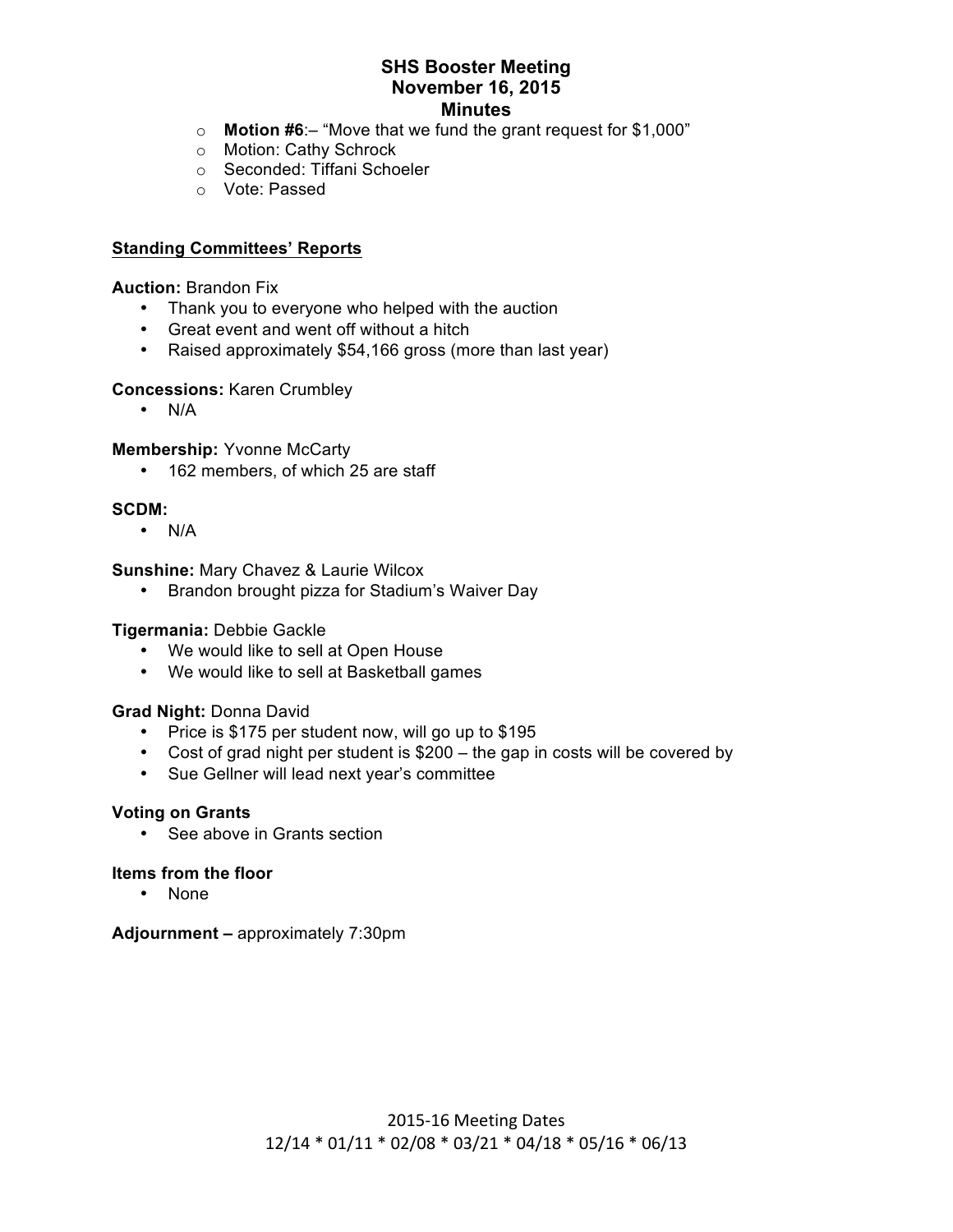# SHS Booster Meeting
## November 16, 2015
## Minutes

- **Motion #6**:– "Move that we fund the grant request for $1,000"
- Motion: Cathy Schrock
- Seconded: Tiffani Schoeler
- Vote: Passed

**Standing Committees' Reports**

**Auction:** Brandon Fix

- Thank you to everyone who helped with the auction
- Great event and went off without a hitch
- Raised approximately $54,166 gross (more than last year)

**Concessions:** Karen Crumbley

- N/A

**Membership:** Yvonne McCarty

- 162 members, of which 25 are staff

**SCDM:**

- N/A

**Sunshine:** Mary Chavez & Laurie Wilcox

- Brandon brought pizza for Stadium's Waiver Day

**Tigermania:** Debbie Gackle

- We would like to sell at Open House
- We would like to sell at Basketball games

**Grad Night:** Donna David

- Price is $175 per student now, will go up to $195
- Cost of grad night per student is $200 – the gap in costs will be covered by
- Sue Gellner will lead next year's committee

**Voting on Grants**

- See above in Grants section

**Items from the floor**

- None

**Adjournment –** approximately 7:30pm

2015-16 Meeting Dates
12/14 * 01/11 * 02/08 * 03/21 * 04/18 * 05/16 * 06/13